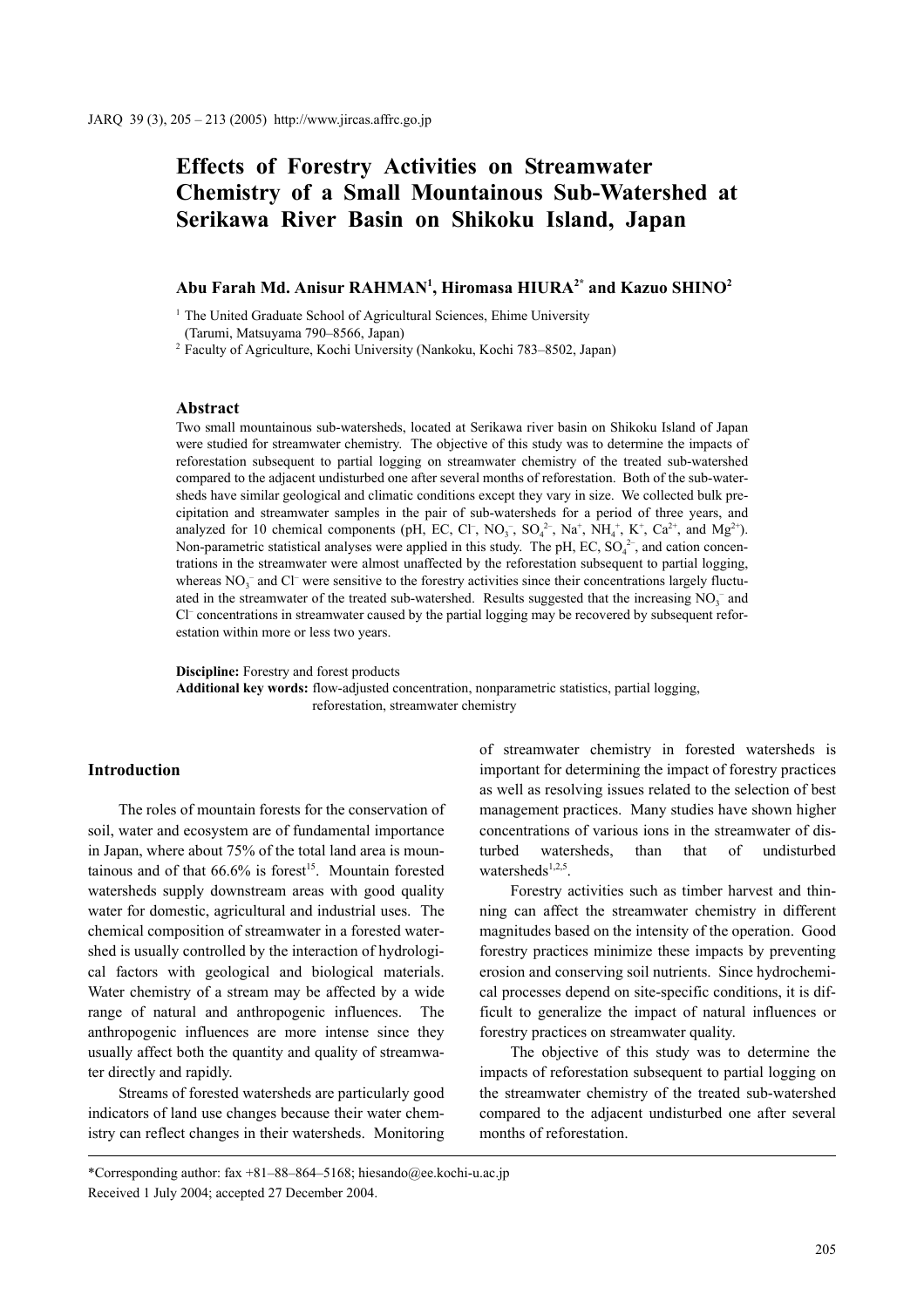# Effects of Forestry Activities on Streamwater Chemistry of a Small Mountainous Sub-Watershed at Serikawa River Basin on Shikoku Island, Japan

**Abu Farah Md. Anisur RAHMAN[1], Hiromasa HIURA[2]* and Kazuo SHINO[2]**

[1] The United Graduate School of Agricultural Sciences, Ehime University (Tarumi, Matsuyama 790–8566, Japan)

[2] Faculty of Agriculture, Kochi University (Nankoku, Kochi 783–8502, Japan)

## Abstract

Two small mountainous sub-watersheds, located at Serikawa river basin on Shikoku Island of Japan were studied for streamwater chemistry. The objective of this study was to determine the impacts of reforestation subsequent to partial logging on streamwater chemistry of the treated sub-watershed compared to the adjacent undisturbed one after several months of reforestation. Both of the sub-watersheds have similar geological and climatic conditions except they vary in size. We collected bulk precipitation and streamwater samples in the pair of sub-watersheds for a period of three years, and analyzed for 10 chemical components (pH, EC, $Cl^-$, $NO_3^-$, $SO_4^{2-}$, $Na^+$, $NH_4^+$, $K^+$, $Ca^{2+}$, and $Mg^{2+}$). Non-parametric statistical analyses were applied in this study. The pH, EC, $SO_4^{2-}$, and cation concentrations in the streamwater were almost unaffected by the reforestation subsequent to partial logging, whereas $NO_3^-$ and $Cl^-$ were sensitive to the forestry activities since their concentrations largely fluctuated in the streamwater of the treated sub-watershed. Results suggested that the increasing $NO_3^-$ and $Cl^-$ concentrations in streamwater caused by the partial logging may be recovered by subsequent reforestation within more or less two years.

**Discipline:** Forestry and forest products

**Additional key words:** flow-adjusted concentration, nonparametric statistics, partial logging, reforestation, streamwater chemistry

## Introduction

The roles of mountain forests for the conservation of soil, water and ecosystem are of fundamental importance in Japan, where about 75% of the total land area is mountainous and of that 66.6% is forest[15]. Mountain forested watersheds supply downstream areas with good quality water for domestic, agricultural and industrial uses. The chemical composition of streamwater in a forested watershed is usually controlled by the interaction of hydrological factors with geological and biological materials. Water chemistry of a stream may be affected by a wide range of natural and anthropogenic influences. The anthropogenic influences are more intense since they usually affect both the quantity and quality of streamwater directly and rapidly.

Streams of forested watersheds are particularly good indicators of land use changes because their water chemistry can reflect changes in their watersheds. Monitoring of streamwater chemistry in forested watersheds is important for determining the impact of forestry practices as well as resolving issues related to the selection of best management practices. Many studies have shown higher concentrations of various ions in the streamwater of disturbed watersheds, than that of undisturbed watersheds[1,2,5].

Forestry activities such as timber harvest and thinning can affect the streamwater chemistry in different magnitudes based on the intensity of the operation. Good forestry practices minimize these impacts by preventing erosion and conserving soil nutrients. Since hydrochemical processes depend on site-specific conditions, it is difficult to generalize the impact of natural influences or forestry practices on streamwater quality.

The objective of this study was to determine the impacts of reforestation subsequent to partial logging on the streamwater chemistry of the treated sub-watershed compared to the adjacent undisturbed one after several months of reforestation.

*Corresponding author: fax +81–88–864–5168; hiesando@ee.kochi-u.ac.jp

Received 1 July 2004; accepted 27 December 2004.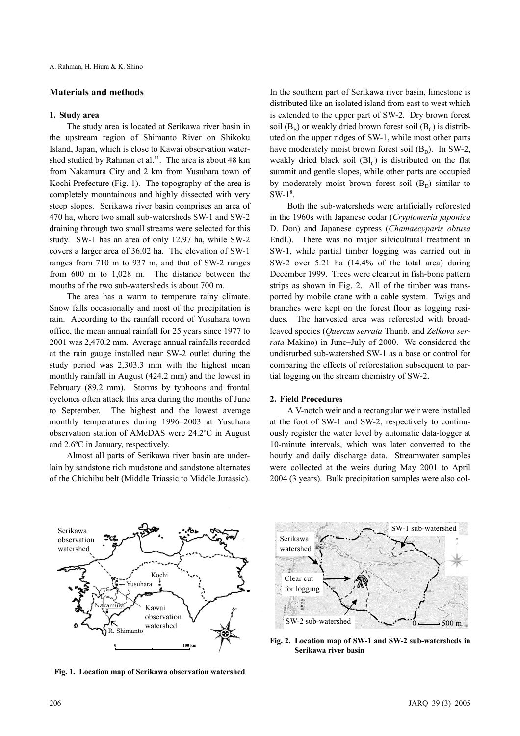## Materials and methods

### 1. Study area

The study area is located at Serikawa river basin in the upstream region of Shimanto River on Shikoku Island, Japan, which is close to Kawai observation watershed studied by Rahman et al.[11]. The area is about 48 km from Nakamura City and 2 km from Yusuhara town of Kochi Prefecture (Fig. 1). The topography of the area is completely mountainous and highly dissected with very steep slopes. Serikawa river basin comprises an area of 470 ha, where two small sub-watersheds SW-1 and SW-2 draining through two small streams were selected for this study. SW-1 has an area of only 12.97 ha, while SW-2 covers a larger area of 36.02 ha. The elevation of SW-1 ranges from 710 m to 937 m, and that of SW-2 ranges from 600 m to 1,028 m. The distance between the mouths of the two sub-watersheds is about 700 m.

The area has a warm to temperate rainy climate. Snow falls occasionally and most of the precipitation is rain. According to the rainfall record of Yusuhara town office, the mean annual rainfall for 25 years since 1977 to 2001 was 2,470.2 mm. Average annual rainfalls recorded at the rain gauge installed near SW-2 outlet during the study period was 2,303.3 mm with the highest mean monthly rainfall in August (424.2 mm) and the lowest in February (89.2 mm). Storms by typhoons and frontal cyclones often attack this area during the months of June to September. The highest and the lowest average monthly temperatures during 1996–2003 at Yusuhara observation station of AMeDAS were 24.2ºC in August and 2.6ºC in January, respectively.

Almost all parts of Serikawa river basin are underlain by sandstone rich mudstone and sandstone alternates of the Chichibu belt (Middle Triassic to Middle Jurassic). In the southern part of Serikawa river basin, limestone is distributed like an isolated island from east to west which is extended to the upper part of SW-2. Dry brown forest soil ($B_B$) or weakly dried brown forest soil ($B_C$) is distributed on the upper ridges of SW-1, while most other parts have moderately moist brown forest soil ($B_D$). In SW-2, weakly dried black soil ($Bl_C$) is distributed on the flat summit and gentle slopes, while other parts are occupied by moderately moist brown forest soil ($B_D$) similar to SW-1[8].

Both the sub-watersheds were artificially reforested in the 1960s with Japanese cedar (*Cryptomeria japonica* D. Don) and Japanese cypress (*Chamaecyparis obtusa* Endl.). There was no major silvicultural treatment in SW-1, while partial timber logging was carried out in SW-2 over 5.21 ha (14.4% of the total area) during December 1999. Trees were clearcut in fish-bone pattern strips as shown in Fig. 2. All of the timber was transported by mobile crane with a cable system. Twigs and branches were kept on the forest floor as logging residues. The harvested area was reforested with broad-leaved species (*Quercus serrata* Thunb. and *Zelkova serrata* Makino) in June–July of 2000. We considered the undisturbed sub-watershed SW-1 as a base or control for comparing the effects of reforestation subsequent to partial logging on the stream chemistry of SW-2.

### 2. Field Procedures

A V-notch weir and a rectangular weir were installed at the foot of SW-1 and SW-2, respectively to continuously register the water level by automatic data-logger at 10-minute intervals, which was later converted to the hourly and daily discharge data. Streamwater samples were collected at the weirs during May 2001 to April 2004 (3 years). Bulk precipitation samples were also col-

**Fig. 1. Location map of Serikawa observation watershed**

**Fig. 2. Location map of SW-1 and SW-2 sub-watersheds in Serikawa river basin**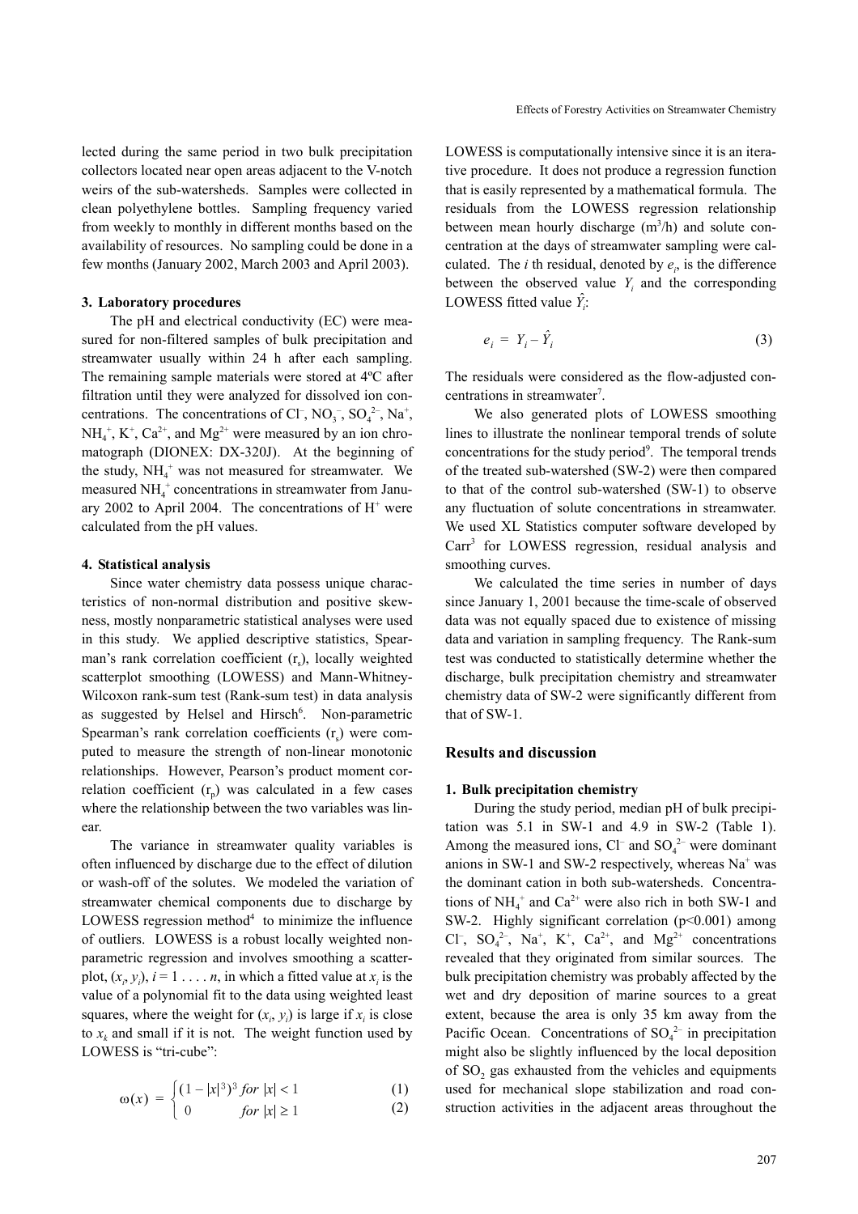lected during the same period in two bulk precipitation collectors located near open areas adjacent to the V-notch weirs of the sub-watersheds. Samples were collected in clean polyethylene bottles. Sampling frequency varied from weekly to monthly in different months based on the availability of resources. No sampling could be done in a few months (January 2002, March 2003 and April 2003).

### 3. Laboratory procedures

The pH and electrical conductivity (EC) were measured for non-filtered samples of bulk precipitation and streamwater usually within 24 h after each sampling. The remaining sample materials were stored at 4ºC after filtration until they were analyzed for dissolved ion concentrations. The concentrations of $Cl^-$, $NO_3^-$, $SO_4^{2-}$, $Na^+$, $NH_4^+$, $K^+$, $Ca^{2+}$, and $Mg^{2+}$ were measured by an ion chromatograph (DIONEX: DX-320J). At the beginning of the study, $NH_4^+$ was not measured for streamwater. We measured $NH_4^+$ concentrations in streamwater from January 2002 to April 2004. The concentrations of $H^+$ were calculated from the pH values.

### 4. Statistical analysis

Since water chemistry data possess unique characteristics of non-normal distribution and positive skewness, mostly nonparametric statistical analyses were used in this study. We applied descriptive statistics, Spearman's rank correlation coefficient ($r_s$), locally weighted scatterplot smoothing (LOWESS) and Mann-Whitney-Wilcoxon rank-sum test (Rank-sum test) in data analysis as suggested by Helsel and Hirsch[6]. Non-parametric Spearman's rank correlation coefficients ($r_s$) were computed to measure the strength of non-linear monotonic relationships. However, Pearson's product moment correlation coefficient ($r_p$) was calculated in a few cases where the relationship between the two variables was linear.

The variance in streamwater quality variables is often influenced by discharge due to the effect of dilution or wash-off of the solutes. We modeled the variation of streamwater chemical components due to discharge by LOWESS regression method[4] to minimize the influence of outliers. LOWESS is a robust locally weighted nonparametric regression and involves smoothing a scatterplot, $(x_i, y_i)$, $i = 1 \ldots . n$, in which a fitted value at $x_i$ is the value of a polynomial fit to the data using weighted least squares, where the weight for $(x_i, y_i)$ is large if $x_i$ is close to $x_k$ and small if it is not. The weight function used by LOWESS is "tri-cube":

$$\omega(x) = \begin{cases} (1 - |x|^3)^3 \; for \; |x| < 1 & (1) \\ 0 \qquad\qquad for \; |x| \geq 1 & (2) \end{cases}$$

LOWESS is computationally intensive since it is an iterative procedure. It does not produce a regression function that is easily represented by a mathematical formula. The residuals from the LOWESS regression relationship between mean hourly discharge ($m^3/h$) and solute concentration at the days of streamwater sampling were calculated. The *i* th residual, denoted by $e_i$, is the difference between the observed value $Y_i$ and the corresponding LOWESS fitted value $\hat{Y}_i$:

$$e_i = Y_i - \hat{Y}_i \qquad (3)$$

The residuals were considered as the flow-adjusted concentrations in streamwater[7].

We also generated plots of LOWESS smoothing lines to illustrate the nonlinear temporal trends of solute concentrations for the study period[9]. The temporal trends of the treated sub-watershed (SW-2) were then compared to that of the control sub-watershed (SW-1) to observe any fluctuation of solute concentrations in streamwater. We used XL Statistics computer software developed by Carr[3] for LOWESS regression, residual analysis and smoothing curves.

We calculated the time series in number of days since January 1, 2001 because the time-scale of observed data was not equally spaced due to existence of missing data and variation in sampling frequency. The Rank-sum test was conducted to statistically determine whether the discharge, bulk precipitation chemistry and streamwater chemistry data of SW-2 were significantly different from that of SW-1.

## Results and discussion

### 1. Bulk precipitation chemistry

During the study period, median pH of bulk precipitation was 5.1 in SW-1 and 4.9 in SW-2 (Table 1). Among the measured ions, $Cl^-$ and $SO_4^{2-}$ were dominant anions in SW-1 and SW-2 respectively, whereas $Na^+$ was the dominant cation in both sub-watersheds. Concentrations of $NH_4^+$ and $Ca^{2+}$ were also rich in both SW-1 and SW-2. Highly significant correlation ($p<0.001$) among $Cl^-$, $SO_4^{2-}$, $Na^+$, $K^+$, $Ca^{2+}$, and $Mg^{2+}$ concentrations revealed that they originated from similar sources. The bulk precipitation chemistry was probably affected by the wet and dry deposition of marine sources to a great extent, because the area is only 35 km away from the Pacific Ocean. Concentrations of $SO_4^{2-}$ in precipitation might also be slightly influenced by the local deposition of $SO_2$ gas exhausted from the vehicles and equipments used for mechanical slope stabilization and road construction activities in the adjacent areas throughout the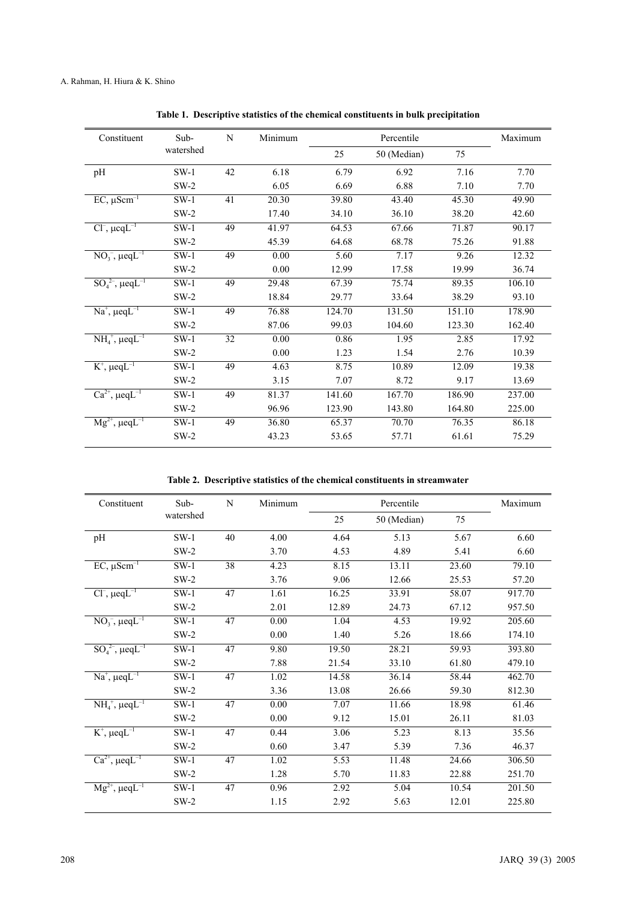**Table 1. Descriptive statistics of the chemical constituents in bulk precipitation**

| Constituent | Sub-watershed | N | Minimum | Percentile | | | Maximum |
|---|---|---|---|---|---|---|---|
| | | | | 25 | 50 (Median) | 75 | |
| pH | SW-1 | 42 | 6.18 | 6.79 | 6.92 | 7.16 | 7.70 |
| | SW-2 | | 6.05 | 6.69 | 6.88 | 7.10 | 7.70 |
| EC, $\mu Scm^{-1}$ | SW-1 | 41 | 20.30 | 39.80 | 43.40 | 45.30 | 49.90 |
| | SW-2 | | 17.40 | 34.10 | 36.10 | 38.20 | 42.60 |
| $Cl^{-}$, $\mu eqL^{-1}$ | SW-1 | 49 | 41.97 | 64.53 | 67.66 | 71.87 | 90.17 |
| | SW-2 | | 45.39 | 64.68 | 68.78 | 75.26 | 91.88 |
| $NO_3^{-}$, $\mu eqL^{-1}$ | SW-1 | 49 | 0.00 | 5.60 | 7.17 | 9.26 | 12.32 |
| | SW-2 | | 0.00 | 12.99 | 17.58 | 19.99 | 36.74 |
| $SO_4^{2-}$, $\mu eqL^{-1}$ | SW-1 | 49 | 29.48 | 67.39 | 75.74 | 89.35 | 106.10 |
| | SW-2 | | 18.84 | 29.77 | 33.64 | 38.29 | 93.10 |
| $Na^{+}$, $\mu eqL^{-1}$ | SW-1 | 49 | 76.88 | 124.70 | 131.50 | 151.10 | 178.90 |
| | SW-2 | | 87.06 | 99.03 | 104.60 | 123.30 | 162.40 |
| $NH_4^{+}$, $\mu eqL^{-1}$ | SW-1 | 32 | 0.00 | 0.86 | 1.95 | 2.85 | 17.92 |
| | SW-2 | | 0.00 | 1.23 | 1.54 | 2.76 | 10.39 |
| $K^{+}$, $\mu eqL^{-1}$ | SW-1 | 49 | 4.63 | 8.75 | 10.89 | 12.09 | 19.38 |
| | SW-2 | | 3.15 | 7.07 | 8.72 | 9.17 | 13.69 |
| $Ca^{2+}$, $\mu eqL^{-1}$ | SW-1 | 49 | 81.37 | 141.60 | 167.70 | 186.90 | 237.00 |
| | SW-2 | | 96.96 | 123.90 | 143.80 | 164.80 | 225.00 |
| $Mg^{2+}$, $\mu eqL^{-1}$ | SW-1 | 49 | 36.80 | 65.37 | 70.70 | 76.35 | 86.18 |
| | SW-2 | | 43.23 | 53.65 | 57.71 | 61.61 | 75.29 |

**Table 2. Descriptive statistics of the chemical constituents in streamwater**

| Constituent | Sub-watershed | N | Minimum | Percentile | | | Maximum |
|---|---|---|---|---|---|---|---|
| | | | | 25 | 50 (Median) | 75 | |
| pH | SW-1 | 40 | 4.00 | 4.64 | 5.13 | 5.67 | 6.60 |
| | SW-2 | | 3.70 | 4.53 | 4.89 | 5.41 | 6.60 |
| EC, $\mu Scm^{-1}$ | SW-1 | 38 | 4.23 | 8.15 | 13.11 | 23.60 | 79.10 |
| | SW-2 | | 3.76 | 9.06 | 12.66 | 25.53 | 57.20 |
| $Cl^{-}$, $\mu eqL^{-1}$ | SW-1 | 47 | 1.61 | 16.25 | 33.91 | 58.07 | 917.70 |
| | SW-2 | | 2.01 | 12.89 | 24.73 | 67.12 | 957.50 |
| $NO_3^{-}$, $\mu eqL^{-1}$ | SW-1 | 47 | 0.00 | 1.04 | 4.53 | 19.92 | 205.60 |
| | SW-2 | | 0.00 | 1.40 | 5.26 | 18.66 | 174.10 |
| $SO_4^{2-}$, $\mu eqL^{-1}$ | SW-1 | 47 | 9.80 | 19.50 | 28.21 | 59.93 | 393.80 |
| | SW-2 | | 7.88 | 21.54 | 33.10 | 61.80 | 479.10 |
| $Na^{+}$, $\mu eqL^{-1}$ | SW-1 | 47 | 1.02 | 14.58 | 36.14 | 58.44 | 462.70 |
| | SW-2 | | 3.36 | 13.08 | 26.66 | 59.30 | 812.30 |
| $NH_4^{+}$, $\mu eqL^{-1}$ | SW-1 | 47 | 0.00 | 7.07 | 11.66 | 18.98 | 61.46 |
| | SW-2 | | 0.00 | 9.12 | 15.01 | 26.11 | 81.03 |
| $K^{+}$, $\mu eqL^{-1}$ | SW-1 | 47 | 0.44 | 3.06 | 5.23 | 8.13 | 35.56 |
| | SW-2 | | 0.60 | 3.47 | 5.39 | 7.36 | 46.37 |
| $Ca^{2+}$, $\mu eqL^{-1}$ | SW-1 | 47 | 1.02 | 5.53 | 11.48 | 24.66 | 306.50 |
| | SW-2 | | 1.28 | 5.70 | 11.83 | 22.88 | 251.70 |
| $Mg^{2+}$, $\mu eqL^{-1}$ | SW-1 | 47 | 0.96 | 2.92 | 5.04 | 10.54 | 201.50 |
| | SW-2 | | 1.15 | 2.92 | 5.63 | 12.01 | 225.80 |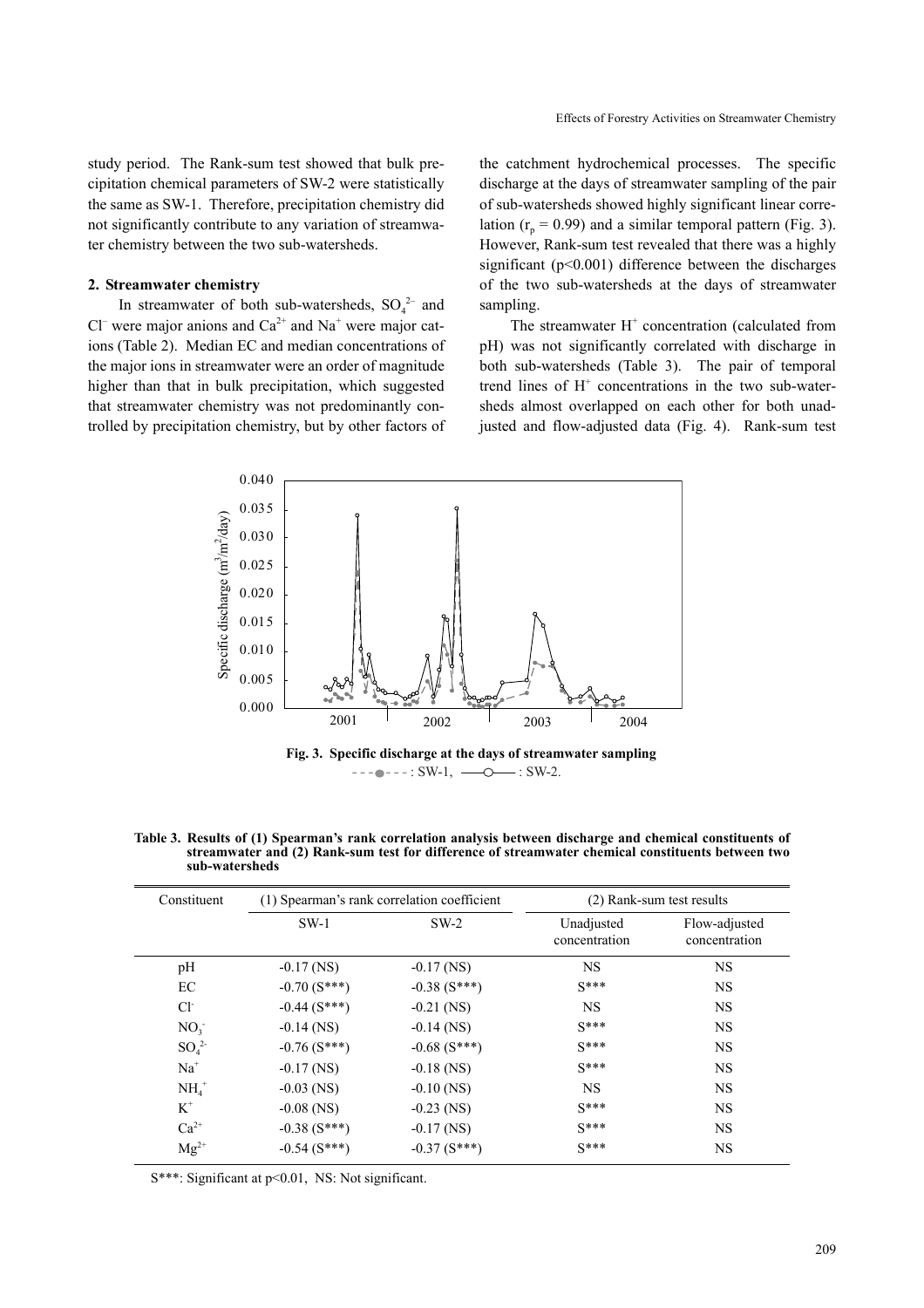study period. The Rank-sum test showed that bulk precipitation chemical parameters of SW-2 were statistically the same as SW-1. Therefore, precipitation chemistry did not significantly contribute to any variation of streamwater chemistry between the two sub-watersheds.

## 2. Streamwater chemistry

In streamwater of both sub-watersheds, $SO_4^{2-}$ and $Cl^-$ were major anions and $Ca^{2+}$ and $Na^+$ were major cations (Table 2). Median EC and median concentrations of the major ions in streamwater were an order of magnitude higher than that in bulk precipitation, which suggested that streamwater chemistry was not predominantly controlled by precipitation chemistry, but by other factors of the catchment hydrochemical processes. The specific discharge at the days of streamwater sampling of the pair of sub-watersheds showed highly significant linear correlation ($r_p = 0.99$) and a similar temporal pattern (Fig. 3). However, Rank-sum test revealed that there was a highly significant ($p<0.001$) difference between the discharges of the two sub-watersheds at the days of streamwater sampling.

The streamwater $H^+$ concentration (calculated from pH) was not significantly correlated with discharge in both sub-watersheds (Table 3). The pair of temporal trend lines of $H^+$ concentrations in the two sub-watersheds almost overlapped on each other for both unadjusted and flow-adjusted data (Fig. 4). Rank-sum test

**Fig. 3. Specific discharge at the days of streamwater sampling**
- - -●- - - : SW-1, ——○—— : SW-2.

**Table 3. Results of (1) Spearman's rank correlation analysis between discharge and chemical constituents of streamwater and (2) Rank-sum test for difference of streamwater chemical constituents between two sub-watersheds**

| Constituent | (1) Spearman's rank correlation coefficient | | (2) Rank-sum test results | |
|---|---|---|---|---|
| | SW-1 | SW-2 | Unadjusted concentration | Flow-adjusted concentration |
| pH | -0.17 (NS) | -0.17 (NS) | NS | NS |
| EC | -0.70 (S***) | -0.38 (S***) | S*** | NS |
| $Cl^-$ | -0.44 (S***) | -0.21 (NS) | NS | NS |
| $NO_3^-$ | -0.14 (NS) | -0.14 (NS) | S*** | NS |
| $SO_4^{2-}$ | -0.76 (S***) | -0.68 (S***) | S*** | NS |
| $Na^+$ | -0.17 (NS) | -0.18 (NS) | S*** | NS |
| $NH_4^+$ | -0.03 (NS) | -0.10 (NS) | NS | NS |
| $K^+$ | -0.08 (NS) | -0.23 (NS) | S*** | NS |
| $Ca^{2+}$ | -0.38 (S***) | -0.17 (NS) | S*** | NS |
| $Mg^{2+}$ | -0.54 (S***) | -0.37 (S***) | S*** | NS |

S***: Significant at $p<0.01$, NS: Not significant.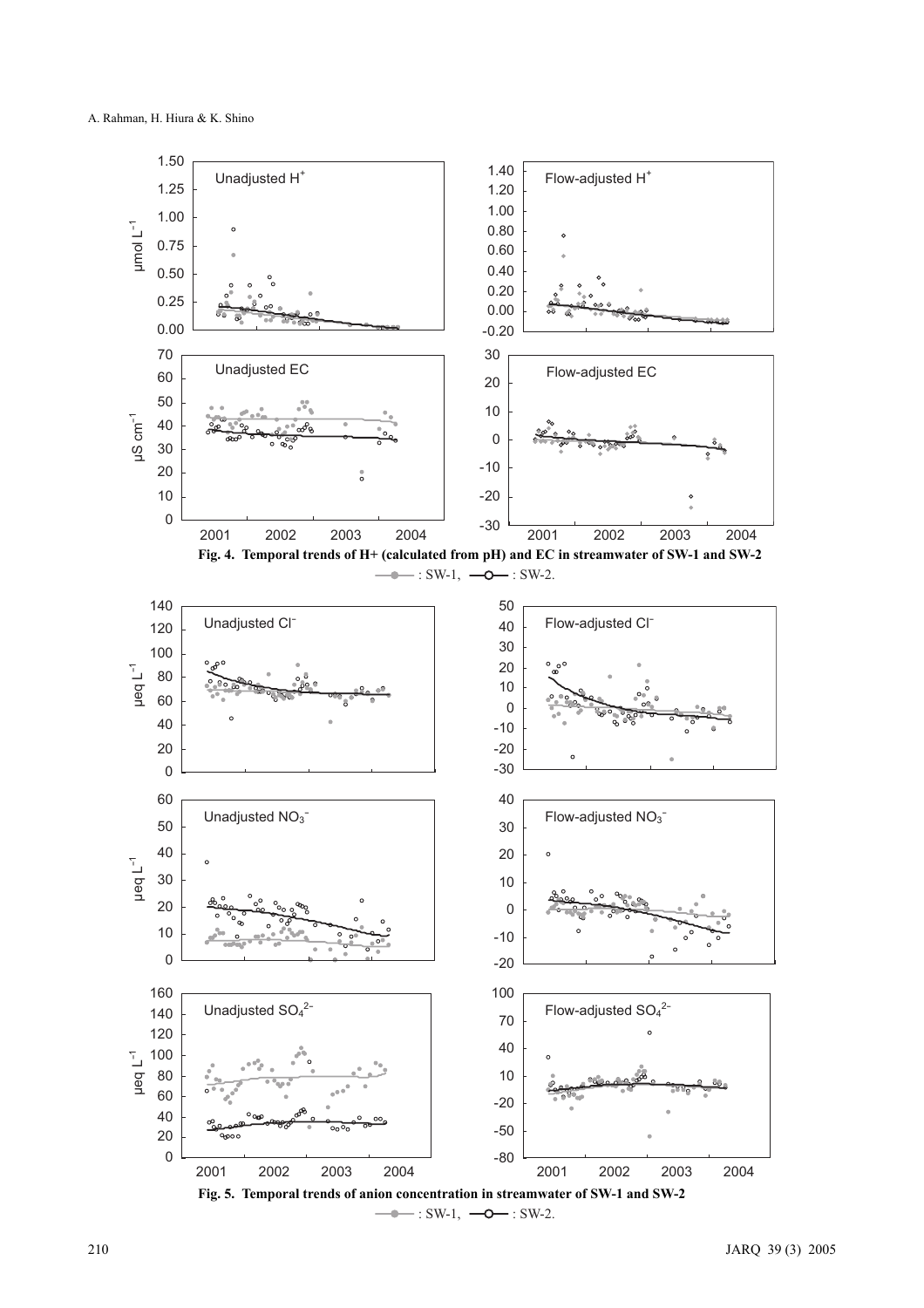**Fig. 4. Temporal trends of H+ (calculated from pH) and EC in streamwater of SW-1 and SW-2**

: SW-1, : SW-2.

**Fig. 5. Temporal trends of anion concentration in streamwater of SW-1 and SW-2**

: SW-1, : SW-2.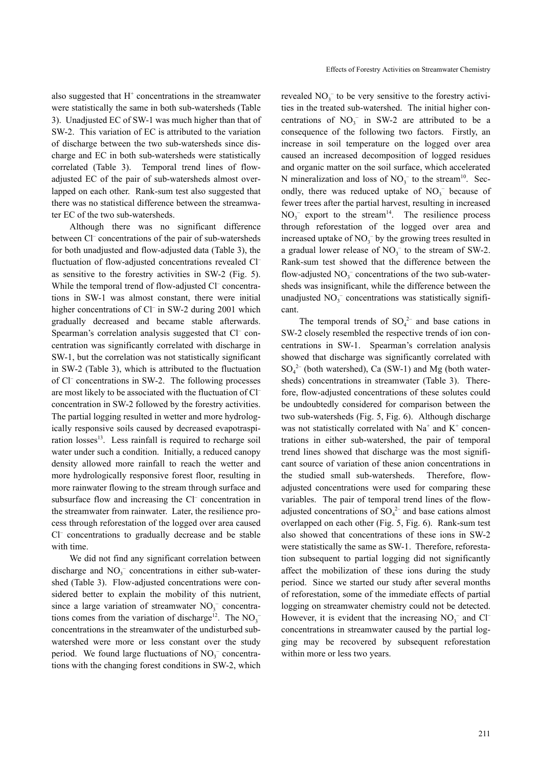also suggested that $H^+$ concentrations in the streamwater were statistically the same in both sub-watersheds (Table 3). Unadjusted EC of SW-1 was much higher than that of SW-2. This variation of EC is attributed to the variation of discharge between the two sub-watersheds since discharge and EC in both sub-watersheds were statistically correlated (Table 3). Temporal trend lines of flow-adjusted EC of the pair of sub-watersheds almost overlapped on each other. Rank-sum test also suggested that there was no statistical difference between the streamwater EC of the two sub-watersheds.

Although there was no significant difference between $Cl^-$ concentrations of the pair of sub-watersheds for both unadjusted and flow-adjusted data (Table 3), the fluctuation of flow-adjusted concentrations revealed $Cl^-$ as sensitive to the forestry activities in SW-2 (Fig. 5). While the temporal trend of flow-adjusted $Cl^-$ concentrations in SW-1 was almost constant, there were initial higher concentrations of $Cl^-$ in SW-2 during 2001 which gradually decreased and became stable afterwards. Spearman's correlation analysis suggested that $Cl^-$ concentration was significantly correlated with discharge in SW-1, but the correlation was not statistically significant in SW-2 (Table 3), which is attributed to the fluctuation of $Cl^-$ concentrations in SW-2. The following processes are most likely to be associated with the fluctuation of $Cl^-$ concentration in SW-2 followed by the forestry activities. The partial logging resulted in wetter and more hydrologically responsive soils caused by decreased evapotraspiration losses[13]. Less rainfall is required to recharge soil water under such a condition. Initially, a reduced canopy density allowed more rainfall to reach the wetter and more hydrologically responsive forest floor, resulting in more rainwater flowing to the stream through surface and subsurface flow and increasing the $Cl^-$ concentration in the streamwater from rainwater. Later, the resilience process through reforestation of the logged over area caused $Cl^-$ concentrations to gradually decrease and be stable with time.

We did not find any significant correlation between discharge and $NO_3^-$ concentrations in either sub-watershed (Table 3). Flow-adjusted concentrations were considered better to explain the mobility of this nutrient, since a large variation of streamwater $NO_3^-$ concentrations comes from the variation of discharge[12]. The $NO_3^-$ concentrations in the streamwater of the undisturbed sub-watershed were more or less constant over the study period. We found large fluctuations of $NO_3^-$ concentrations with the changing forest conditions in SW-2, which revealed $NO_3^-$ to be very sensitive to the forestry activities in the treated sub-watershed. The initial higher concentrations of $NO_3^-$ in SW-2 are attributed to be a consequence of the following two factors. Firstly, an increase in soil temperature on the logged over area caused an increased decomposition of logged residues and organic matter on the soil surface, which accelerated N mineralization and loss of $NO_3^-$ to the stream[10]. Secondly, there was reduced uptake of $NO_3^-$ because of fewer trees after the partial harvest, resulting in increased $NO_3^-$ export to the stream[14]. The resilience process through reforestation of the logged over area and increased uptake of $NO_3^-$ by the growing trees resulted in a gradual lower release of $NO_3^-$ to the stream of SW-2. Rank-sum test showed that the difference between the flow-adjusted $NO_3^-$ concentrations of the two sub-watersheds was insignificant, while the difference between the unadjusted $NO_3^-$ concentrations was statistically significant.

The temporal trends of $SO_4^{2-}$ and base cations in SW-2 closely resembled the respective trends of ion concentrations in SW-1. Spearman's correlation analysis showed that discharge was significantly correlated with $SO_4^{2-}$ (both watershed), Ca (SW-1) and Mg (both watersheds) concentrations in streamwater (Table 3). Therefore, flow-adjusted concentrations of these solutes could be undoubtedly considered for comparison between the two sub-watersheds (Fig. 5, Fig. 6). Although discharge was not statistically correlated with $Na^+$ and $K^+$ concentrations in either sub-watershed, the pair of temporal trend lines showed that discharge was the most significant source of variation of these anion concentrations in the studied small sub-watersheds. Therefore, flow-adjusted concentrations were used for comparing these variables. The pair of temporal trend lines of the flow-adjusted concentrations of $SO_4^{2-}$ and base cations almost overlapped on each other (Fig. 5, Fig. 6). Rank-sum test also showed that concentrations of these ions in SW-2 were statistically the same as SW-1. Therefore, reforestation subsequent to partial logging did not significantly affect the mobilization of these ions during the study period. Since we started our study after several months of reforestation, some of the immediate effects of partial logging on streamwater chemistry could not be detected. However, it is evident that the increasing $NO_3^-$ and $Cl^-$ concentrations in streamwater caused by the partial logging may be recovered by subsequent reforestation within more or less two years.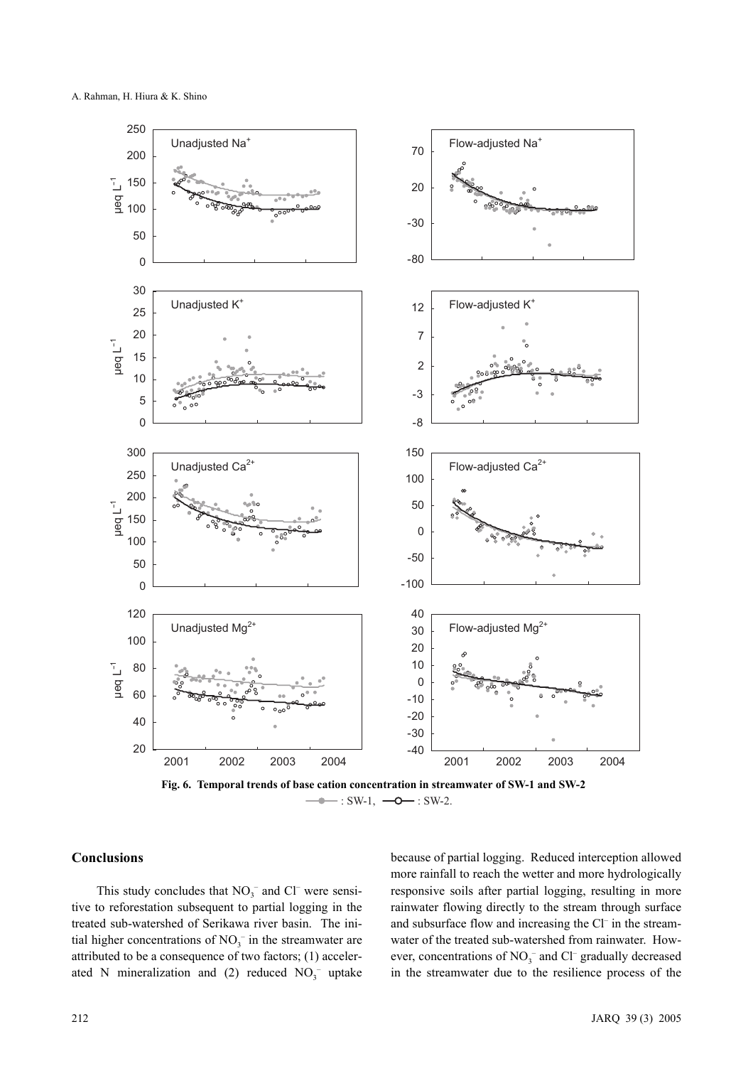**Fig. 6. Temporal trends of base cation concentration in streamwater of SW-1 and SW-2**

—●— : SW-1, —○— : SW-2.

## Conclusions

This study concludes that $NO_3^-$ and $Cl^-$ were sensitive to reforestation subsequent to partial logging in the treated sub-watershed of Serikawa river basin. The initial higher concentrations of $NO_3^-$ in the streamwater are attributed to be a consequence of two factors; (1) accelerated N mineralization and (2) reduced $NO_3^-$ uptake because of partial logging. Reduced interception allowed more rainfall to reach the wetter and more hydrologically responsive soils after partial logging, resulting in more rainwater flowing directly to the stream through surface and subsurface flow and increasing the $Cl^-$ in the streamwater of the treated sub-watershed from rainwater. However, concentrations of $NO_3^-$ and $Cl^-$ gradually decreased in the streamwater due to the resilience process of the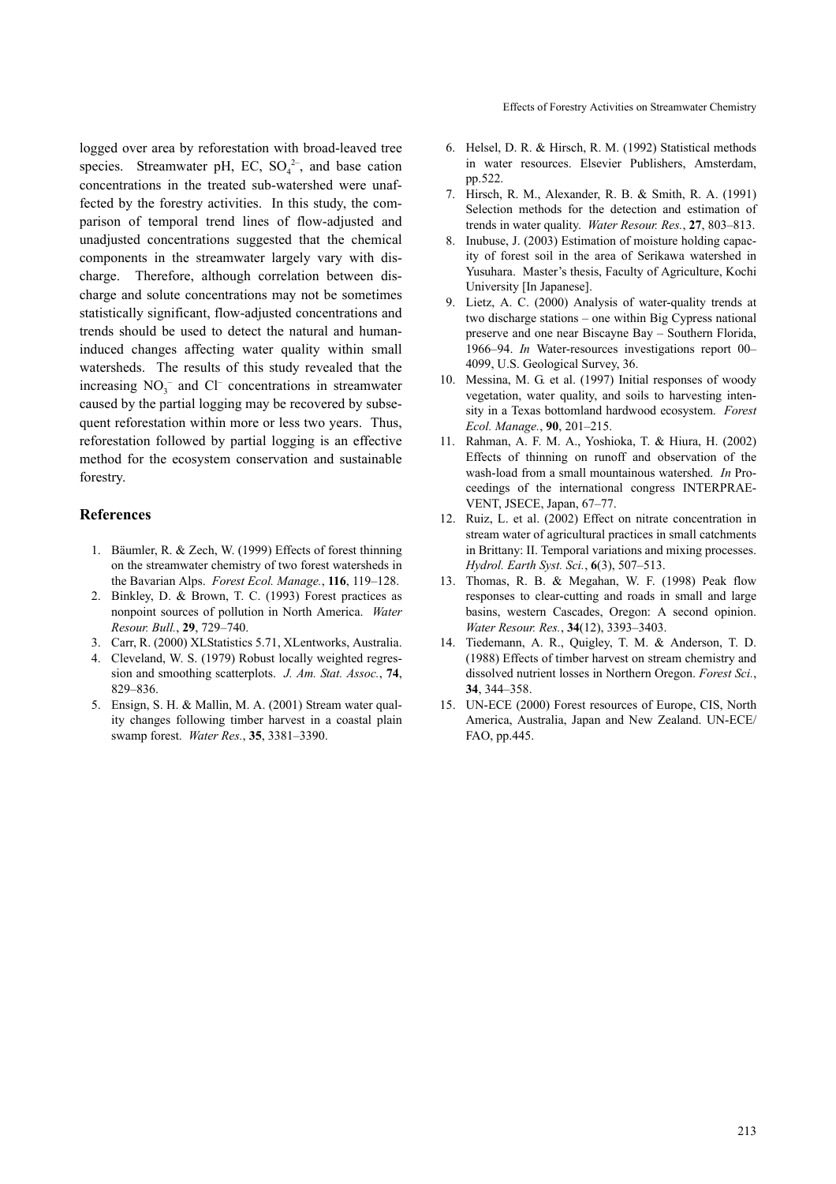logged over area by reforestation with broad-leaved tree species. Streamwater pH, EC, $SO_4^{2-}$, and base cation concentrations in the treated sub-watershed were unaffected by the forestry activities. In this study, the comparison of temporal trend lines of flow-adjusted and unadjusted concentrations suggested that the chemical components in the streamwater largely vary with discharge. Therefore, although correlation between discharge and solute concentrations may not be sometimes statistically significant, flow-adjusted concentrations and trends should be used to detect the natural and human-induced changes affecting water quality within small watersheds. The results of this study revealed that the increasing $NO_3^-$ and $Cl^-$ concentrations in streamwater caused by the partial logging may be recovered by subsequent reforestation within more or less two years. Thus, reforestation followed by partial logging is an effective method for the ecosystem conservation and sustainable forestry.

## References

1. Bäumler, R. & Zech, W. (1999) Effects of forest thinning on the streamwater chemistry of two forest watersheds in the Bavarian Alps. *Forest Ecol. Manage.*, **116**, 119–128.
2. Binkley, D. & Brown, T. C. (1993) Forest practices as nonpoint sources of pollution in North America. *Water Resour. Bull.*, **29**, 729–740.
3. Carr, R. (2000) XLStatistics 5.71, XLentworks, Australia.
4. Cleveland, W. S. (1979) Robust locally weighted regression and smoothing scatterplots. *J. Am. Stat. Assoc.*, **74**, 829–836.
5. Ensign, S. H. & Mallin, M. A. (2001) Stream water quality changes following timber harvest in a coastal plain swamp forest. *Water Res.*, **35**, 3381–3390.
6. Helsel, D. R. & Hirsch, R. M. (1992) Statistical methods in water resources. Elsevier Publishers, Amsterdam, pp.522.
7. Hirsch, R. M., Alexander, R. B. & Smith, R. A. (1991) Selection methods for the detection and estimation of trends in water quality. *Water Resour. Res.*, **27**, 803–813.
8. Inubuse, J. (2003) Estimation of moisture holding capacity of forest soil in the area of Serikawa watershed in Yusuhara. Master's thesis, Faculty of Agriculture, Kochi University [In Japanese].
9. Lietz, A. C. (2000) Analysis of water-quality trends at two discharge stations – one within Big Cypress national preserve and one near Biscayne Bay – Southern Florida, 1966–94. *In* Water-resources investigations report 00–4099, U.S. Geological Survey, 36.
10. Messina, M. G. et al. (1997) Initial responses of woody vegetation, water quality, and soils to harvesting intensity in a Texas bottomland hardwood ecosystem. *Forest Ecol. Manage.*, **90**, 201–215.
11. Rahman, A. F. M. A., Yoshioka, T. & Hiura, H. (2002) Effects of thinning on runoff and observation of the wash-load from a small mountainous watershed. *In* Proceedings of the international congress INTERPRAEVENT, JSECE, Japan, 67–77.
12. Ruiz, L. et al. (2002) Effect on nitrate concentration in stream water of agricultural practices in small catchments in Brittany: II. Temporal variations and mixing processes. *Hydrol. Earth Syst. Sci.*, **6**(3), 507–513.
13. Thomas, R. B. & Megahan, W. F. (1998) Peak flow responses to clear-cutting and roads in small and large basins, western Cascades, Oregon: A second opinion. *Water Resour. Res.*, **34**(12), 3393–3403.
14. Tiedemann, A. R., Quigley, T. M. & Anderson, T. D. (1988) Effects of timber harvest on stream chemistry and dissolved nutrient losses in Northern Oregon. *Forest Sci.*, **34**, 344–358.
15. UN-ECE (2000) Forest resources of Europe, CIS, North America, Australia, Japan and New Zealand. UN-ECE/FAO, pp.445.